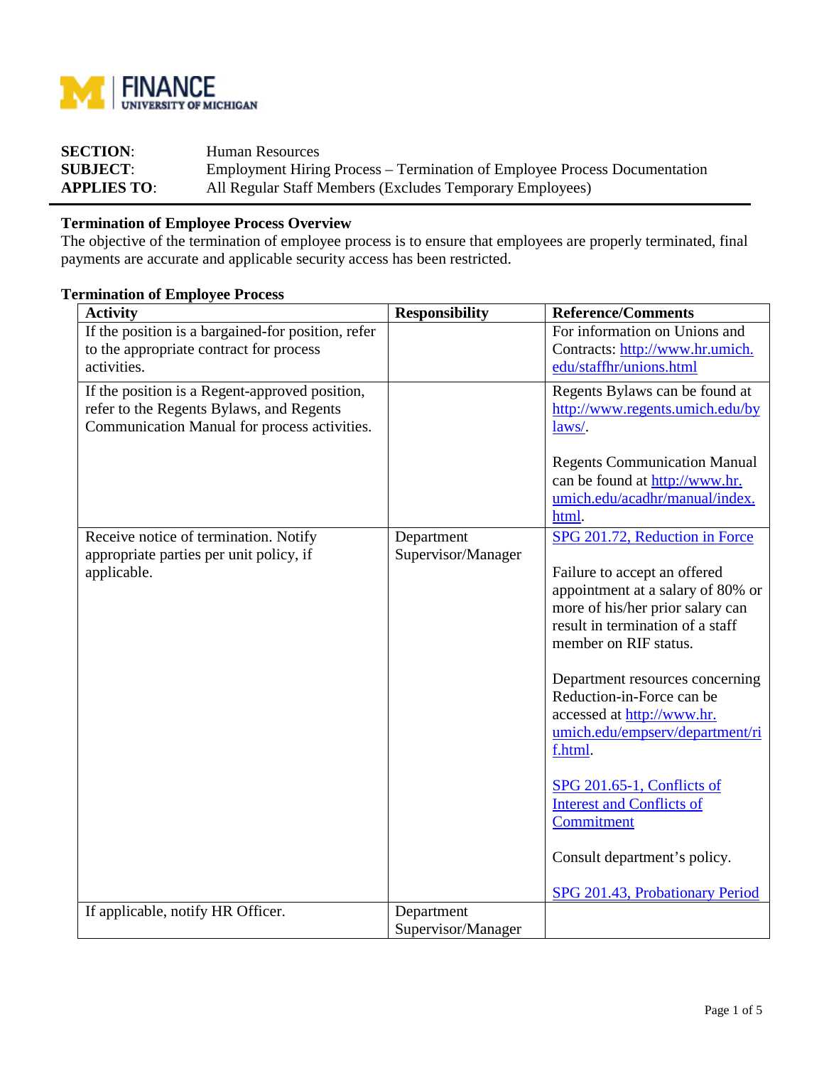FINANCE
UNIVERSITY OF MICHIGAN

**SECTION**: Human Resources
**SUBJECT**: Employment Hiring Process – Termination of Employee Process Documentation
**APPLIES TO**: All Regular Staff Members (Excludes Temporary Employees)

**Termination of Employee Process Overview**

The objective of the termination of employee process is to ensure that employees are properly terminated, final payments are accurate and applicable security access has been restricted.

**Termination of Employee Process**

| Activity | Responsibility | Reference/Comments |
|---|---|---|
| If the position is a bargained-for position, refer to the appropriate contract for process activities. | | For information on Unions and Contracts: http://www.hr.umich.edu/staffhr/unions.html |
| If the position is a Regent-approved position, refer to the Regents Bylaws, and Regents Communication Manual for process activities. | | Regents Bylaws can be found at http://www.regents.umich.edu/bylaws/. <br><br> Regents Communication Manual can be found at http://www.hr.umich.edu/acadhr/manual/index.html. |
| Receive notice of termination. Notify appropriate parties per unit policy, if applicable. | Department Supervisor/Manager | SPG 201.72, Reduction in Force <br><br> Failure to accept an offered appointment at a salary of 80% or more of his/her prior salary can result in termination of a staff member on RIF status. <br><br> Department resources concerning Reduction-in-Force can be accessed at http://www.hr.umich.edu/empserv/department/rif.html. <br><br> SPG 201.65-1, Conflicts of Interest and Conflicts of Commitment <br><br> Consult department's policy. <br><br> SPG 201.43, Probationary Period |
| If applicable, notify HR Officer. | Department Supervisor/Manager | |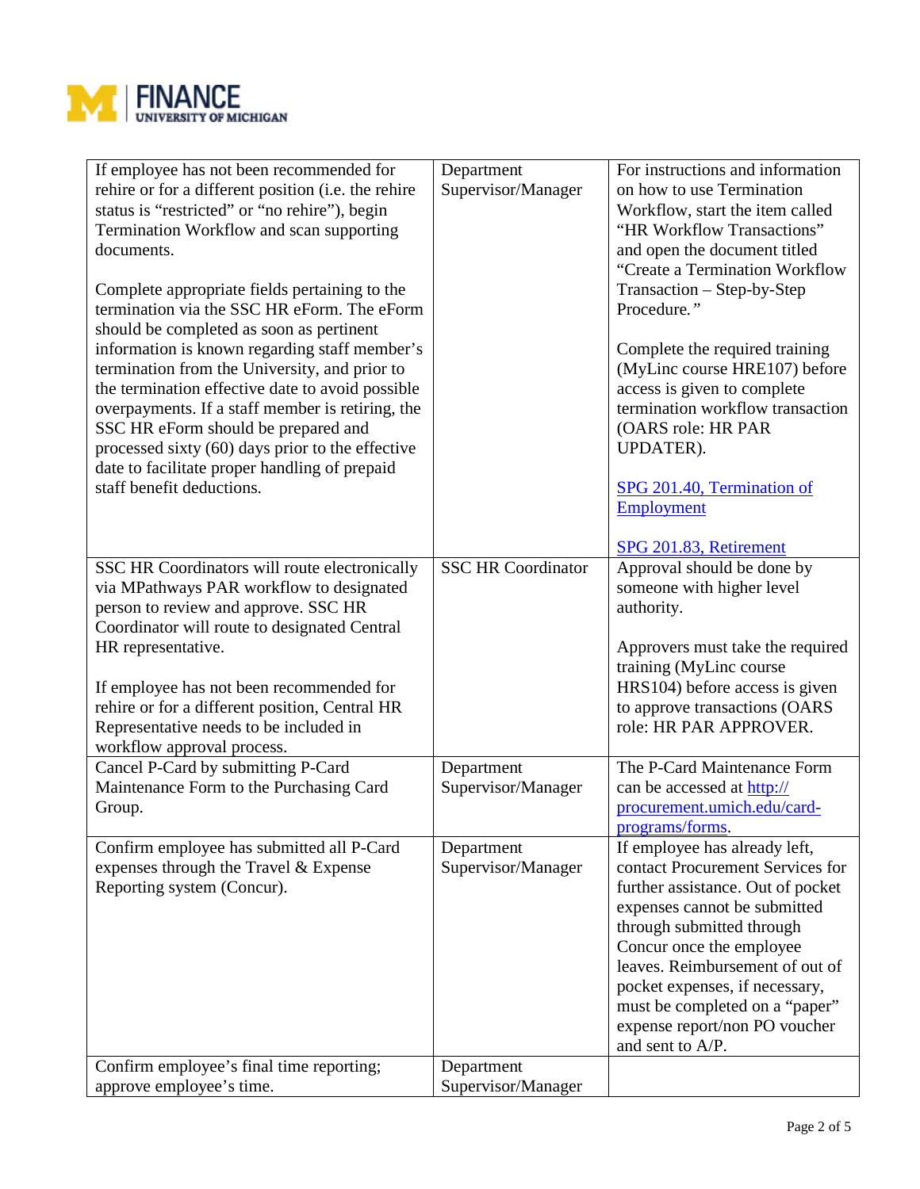| | | |
|---|---|---|
| If employee has not been recommended for rehire or for a different position (i.e. the rehire status is "restricted" or "no rehire"), begin Termination Workflow and scan supporting documents.<br><br>Complete appropriate fields pertaining to the termination via the SSC HR eForm. The eForm should be completed as soon as pertinent information is known regarding staff member's termination from the University, and prior to the termination effective date to avoid possible overpayments. If a staff member is retiring, the SSC HR eForm should be prepared and processed sixty (60) days prior to the effective date to facilitate proper handling of prepaid staff benefit deductions. | Department Supervisor/Manager | For instructions and information on how to use Termination Workflow, start the item called "HR Workflow Transactions" and open the document titled "Create a Termination Workflow Transaction – Step-by-Step Procedure."<br><br>Complete the required training (MyLinc course HRE107) before access is given to complete termination workflow transaction (OARS role: HR PAR UPDATER).<br><br>SPG 201.40, Termination of Employment<br><br>SPG 201.83, Retirement |
| SSC HR Coordinators will route electronically via MPathways PAR workflow to designated person to review and approve. SSC HR Coordinator will route to designated Central HR representative.<br><br>If employee has not been recommended for rehire or for a different position, Central HR Representative needs to be included in workflow approval process. | SSC HR Coordinator | Approval should be done by someone with higher level authority.<br><br>Approvers must take the required training (MyLinc course HRS104) before access is given to approve transactions (OARS role: HR PAR APPROVER. |
| Cancel P-Card by submitting P-Card Maintenance Form to the Purchasing Card Group. | Department Supervisor/Manager | The P-Card Maintenance Form can be accessed at http://procurement.umich.edu/card-programs/forms. |
| Confirm employee has submitted all P-Card expenses through the Travel & Expense Reporting system (Concur). | Department Supervisor/Manager | If employee has already left, contact Procurement Services for further assistance. Out of pocket expenses cannot be submitted through submitted through Concur once the employee leaves. Reimbursement of out of pocket expenses, if necessary, must be completed on a "paper" expense report/non PO voucher and sent to A/P. |
| Confirm employee's final time reporting; approve employee's time. | Department Supervisor/Manager | |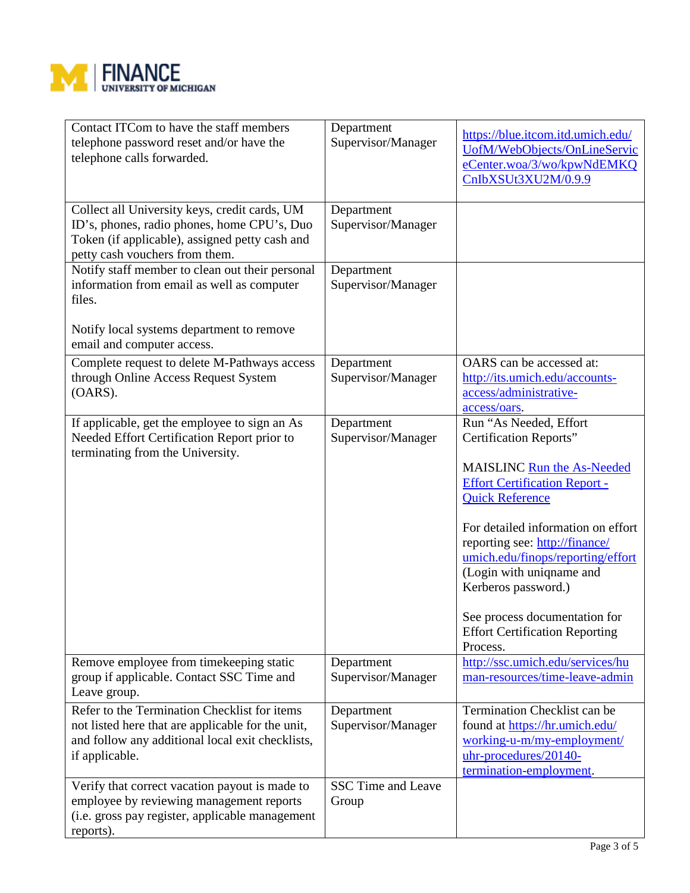| | | |
|---|---|---|
| Contact ITCom to have the staff members telephone password reset and/or have the telephone calls forwarded. | Department Supervisor/Manager | https://blue.itcom.itd.umich.edu/UofM/WebObjects/OnLineServiceCenter.woa/3/wo/kpwNdEMKQCnIbXSUt3XU2M/0.9.9 |
| Collect all University keys, credit cards, UM ID's, phones, radio phones, home CPU's, Duo Token (if applicable), assigned petty cash and petty cash vouchers from them. | Department Supervisor/Manager | |
| Notify staff member to clean out their personal information from email as well as computer files.<br><br>Notify local systems department to remove email and computer access. | Department Supervisor/Manager | |
| Complete request to delete M-Pathways access through Online Access Request System (OARS). | Department Supervisor/Manager | OARS can be accessed at: http://its.umich.edu/accounts-access/administrative-access/oars. |
| If applicable, get the employee to sign an As Needed Effort Certification Report prior to terminating from the University. | Department Supervisor/Manager | Run "As Needed, Effort Certification Reports"<br><br>MAISLINC Run the As-Needed Effort Certification Report - Quick Reference<br><br>For detailed information on effort reporting see: http://finance/umich.edu/finops/reporting/effort (Login with uniqname and Kerberos password.)<br><br>See process documentation for Effort Certification Reporting Process. |
| Remove employee from timekeeping static group if applicable. Contact SSC Time and Leave group. | Department Supervisor/Manager | http://ssc.umich.edu/services/human-resources/time-leave-admin |
| Refer to the Termination Checklist for items not listed here that are applicable for the unit, and follow any additional local exit checklists, if applicable. | Department Supervisor/Manager | Termination Checklist can be found at https://hr.umich.edu/working-u-m/my-employment/uhr-procedures/20140-termination-employment. |
| Verify that correct vacation payout is made to employee by reviewing management reports (i.e. gross pay register, applicable management reports). | SSC Time and Leave Group | |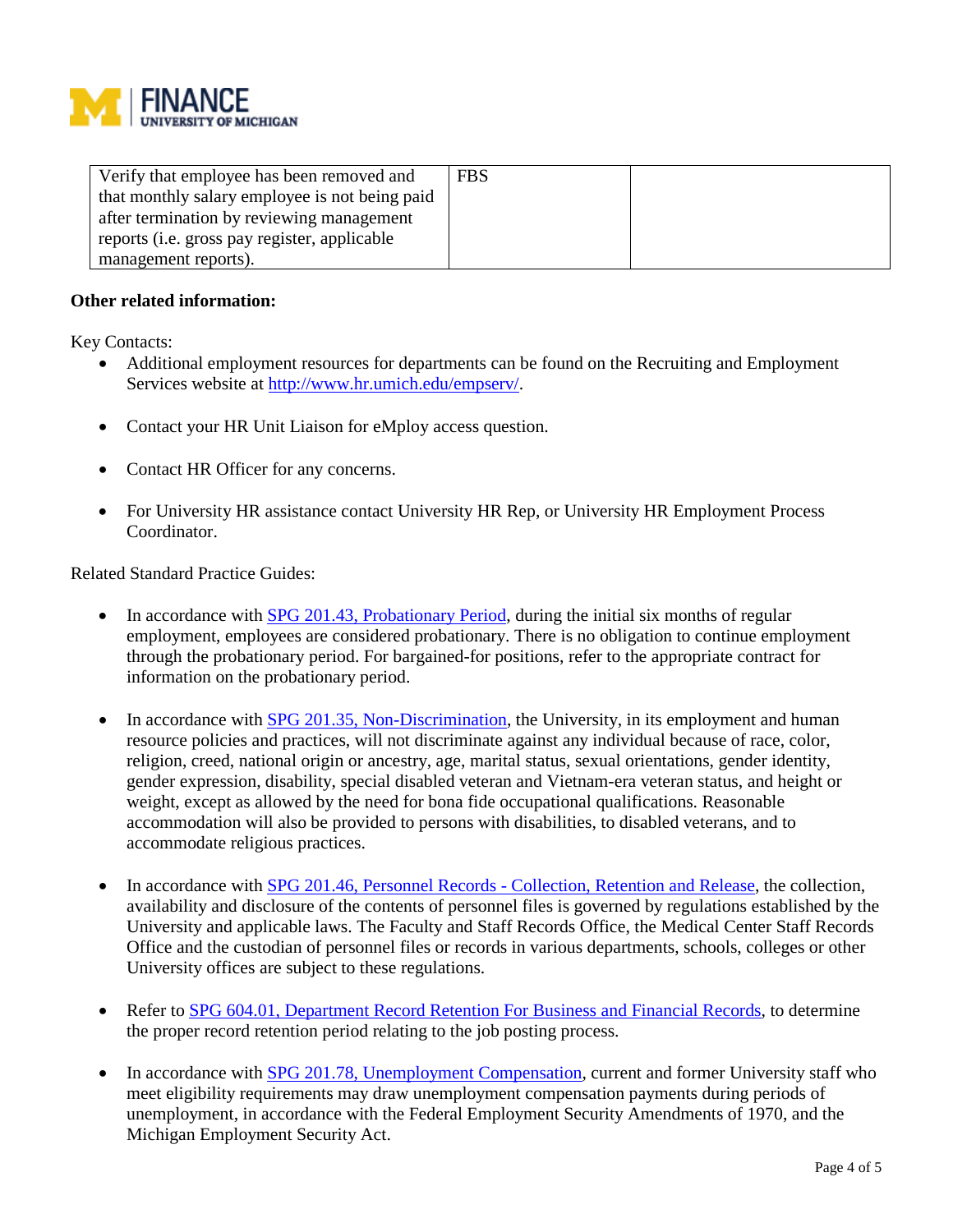| | | |
|---|---|---|
| Verify that employee has been removed and that monthly salary employee is not being paid after termination by reviewing management reports (i.e. gross pay register, applicable management reports). | FBS | |

**Other related information:**

Key Contacts:

- Additional employment resources for departments can be found on the Recruiting and Employment Services website at [http://www.hr.umich.edu/empserv/](http://www.hr.umich.edu/empserv/).

- Contact your HR Unit Liaison for eMploy access question.

- Contact HR Officer for any concerns.

- For University HR assistance contact University HR Rep, or University HR Employment Process Coordinator.

Related Standard Practice Guides:

- In accordance with SPG 201.43, Probationary Period, during the initial six months of regular employment, employees are considered probationary. There is no obligation to continue employment through the probationary period. For bargained-for positions, refer to the appropriate contract for information on the probationary period.

- In accordance with SPG 201.35, Non-Discrimination, the University, in its employment and human resource policies and practices, will not discriminate against any individual because of race, color, religion, creed, national origin or ancestry, age, marital status, sexual orientations, gender identity, gender expression, disability, special disabled veteran and Vietnam-era veteran status, and height or weight, except as allowed by the need for bona fide occupational qualifications. Reasonable accommodation will also be provided to persons with disabilities, to disabled veterans, and to accommodate religious practices.

- In accordance with SPG 201.46, Personnel Records - Collection, Retention and Release, the collection, availability and disclosure of the contents of personnel files is governed by regulations established by the University and applicable laws. The Faculty and Staff Records Office, the Medical Center Staff Records Office and the custodian of personnel files or records in various departments, schools, colleges or other University offices are subject to these regulations.

- Refer to SPG 604.01, Department Record Retention For Business and Financial Records, to determine the proper record retention period relating to the job posting process.

- In accordance with SPG 201.78, Unemployment Compensation, current and former University staff who meet eligibility requirements may draw unemployment compensation payments during periods of unemployment, in accordance with the Federal Employment Security Amendments of 1970, and the Michigan Employment Security Act.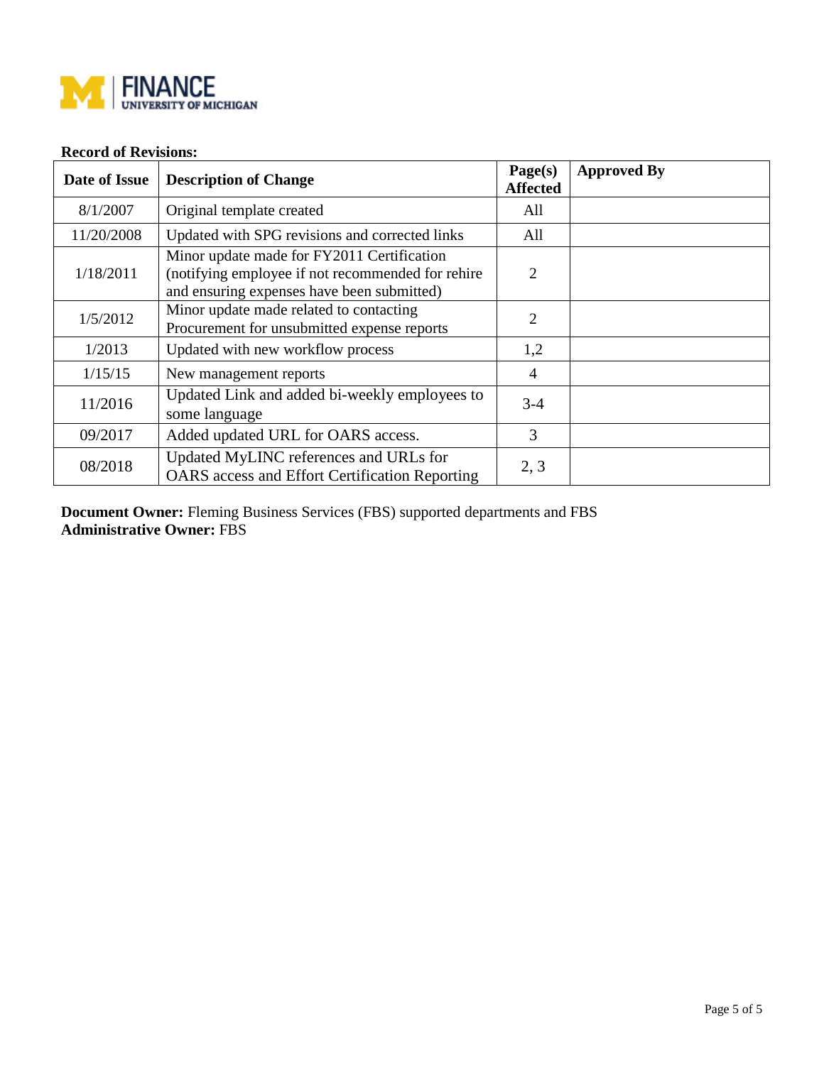**Record of Revisions:**

| Date of Issue | Description of Change | Page(s) Affected | Approved By |
|---|---|---|---|
| 8/1/2007 | Original template created | All | |
| 11/20/2008 | Updated with SPG revisions and corrected links | All | |
| 1/18/2011 | Minor update made for FY2011 Certification (notifying employee if not recommended for rehire and ensuring expenses have been submitted) | 2 | |
| 1/5/2012 | Minor update made related to contacting Procurement for unsubmitted expense reports | 2 | |
| 1/2013 | Updated with new workflow process | 1,2 | |
| 1/15/15 | New management reports | 4 | |
| 11/2016 | Updated Link and added bi-weekly employees to some language | 3-4 | |
| 09/2017 | Added updated URL for OARS access. | 3 | |
| 08/2018 | Updated MyLINC references and URLs for OARS access and Effort Certification Reporting | 2, 3 | |

**Document Owner:** Fleming Business Services (FBS) supported departments and FBS
**Administrative Owner:** FBS